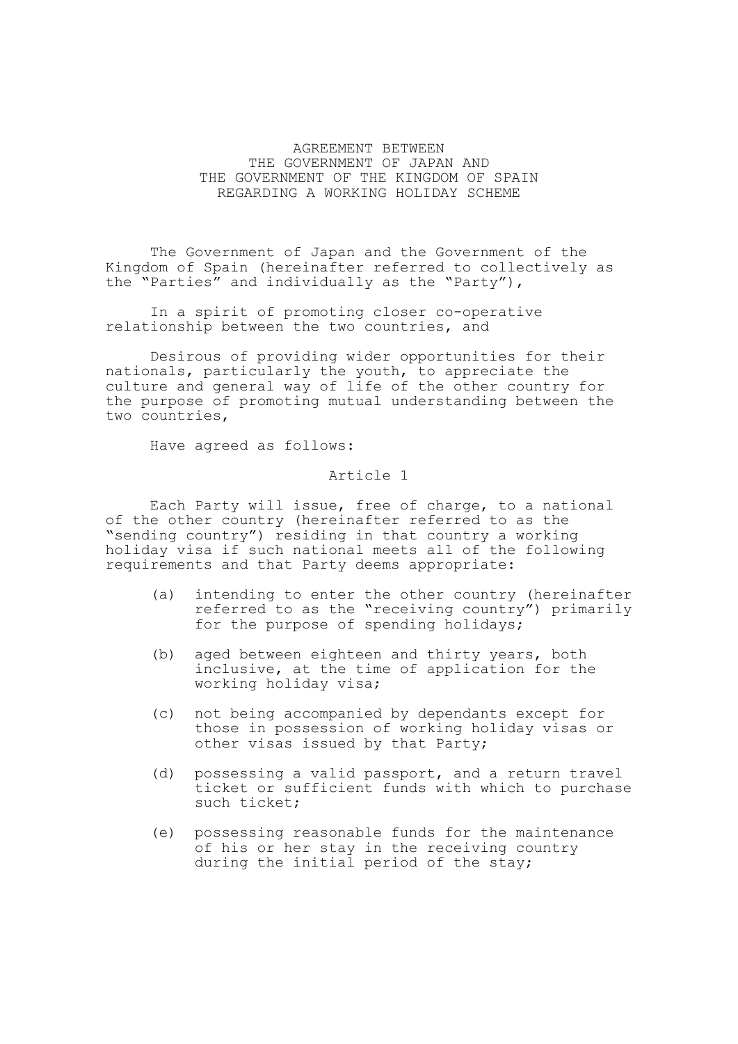# AGREEMENT BETWEEN THE GOVERNMENT OF JAPAN AND THE GOVERNMENT OF THE KINGDOM OF SPAIN REGARDING A WORKING HOLIDAY SCHEME

The Government of Japan and the Government of the Kingdom of Spain (hereinafter referred to collectively as the "Parties" and individually as the "Party"),

In a spirit of promoting closer co-operative relationship between the two countries, and

Desirous of providing wider opportunities for their nationals, particularly the youth, to appreciate the culture and general way of life of the other country for the purpose of promoting mutual understanding between the two countries,

Have agreed as follows:

## Article 1

Each Party will issue, free of charge, to a national of the other country (hereinafter referred to as the "sending country") residing in that country a working holiday visa if such national meets all of the following requirements and that Party deems appropriate:

(a) intending to enter the other country (hereinafter referred to as the "receiving country") primarily for the purpose of spending holidays;

(b) aged between eighteen and thirty years, both inclusive, at the time of application for the working holiday visa;

(c) not being accompanied by dependants except for those in possession of working holiday visas or other visas issued by that Party;

(d) possessing a valid passport, and a return travel ticket or sufficient funds with which to purchase such ticket;

(e) possessing reasonable funds for the maintenance of his or her stay in the receiving country during the initial period of the stay;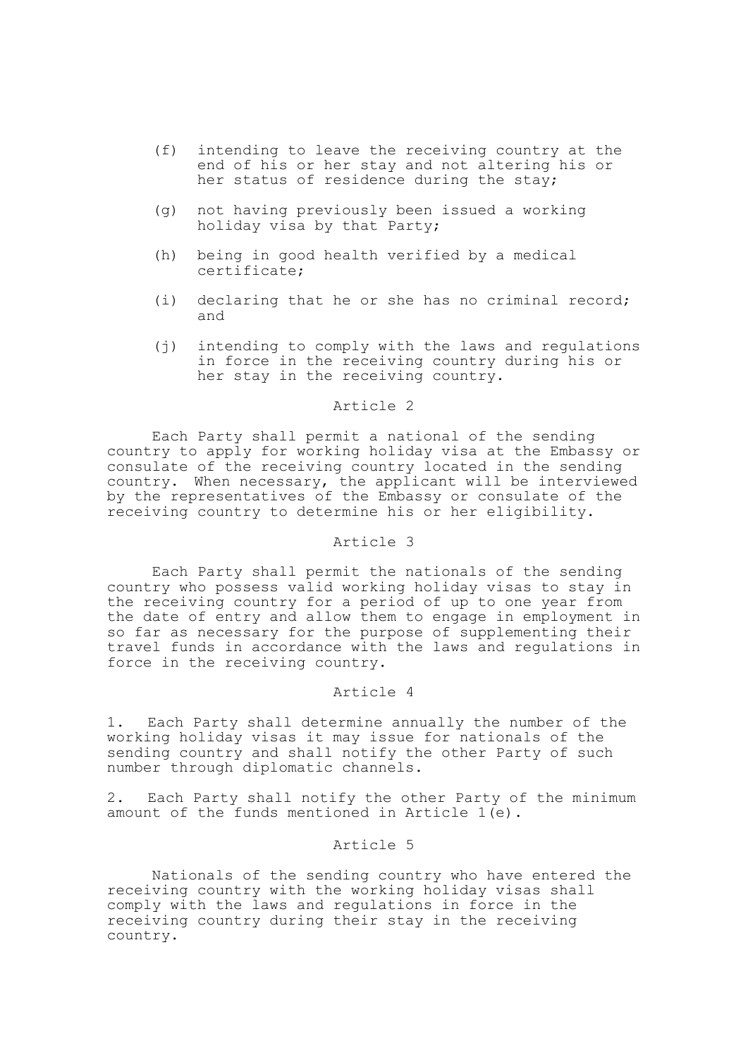(f) intending to leave the receiving country at the end of his or her stay and not altering his or her status of residence during the stay;

(g) not having previously been issued a working holiday visa by that Party;

(h) being in good health verified by a medical certificate;

(i) declaring that he or she has no criminal record; and

(j) intending to comply with the laws and regulations in force in the receiving country during his or her stay in the receiving country.

### Article 2

Each Party shall permit a national of the sending country to apply for working holiday visa at the Embassy or consulate of the receiving country located in the sending country. When necessary, the applicant will be interviewed by the representatives of the Embassy or consulate of the receiving country to determine his or her eligibility.

### Article 3

Each Party shall permit the nationals of the sending country who possess valid working holiday visas to stay in the receiving country for a period of up to one year from the date of entry and allow them to engage in employment in so far as necessary for the purpose of supplementing their travel funds in accordance with the laws and regulations in force in the receiving country.

### Article 4

1. Each Party shall determine annually the number of the working holiday visas it may issue for nationals of the sending country and shall notify the other Party of such number through diplomatic channels.

2. Each Party shall notify the other Party of the minimum amount of the funds mentioned in Article 1(e).

### Article 5

Nationals of the sending country who have entered the receiving country with the working holiday visas shall comply with the laws and regulations in force in the receiving country during their stay in the receiving country.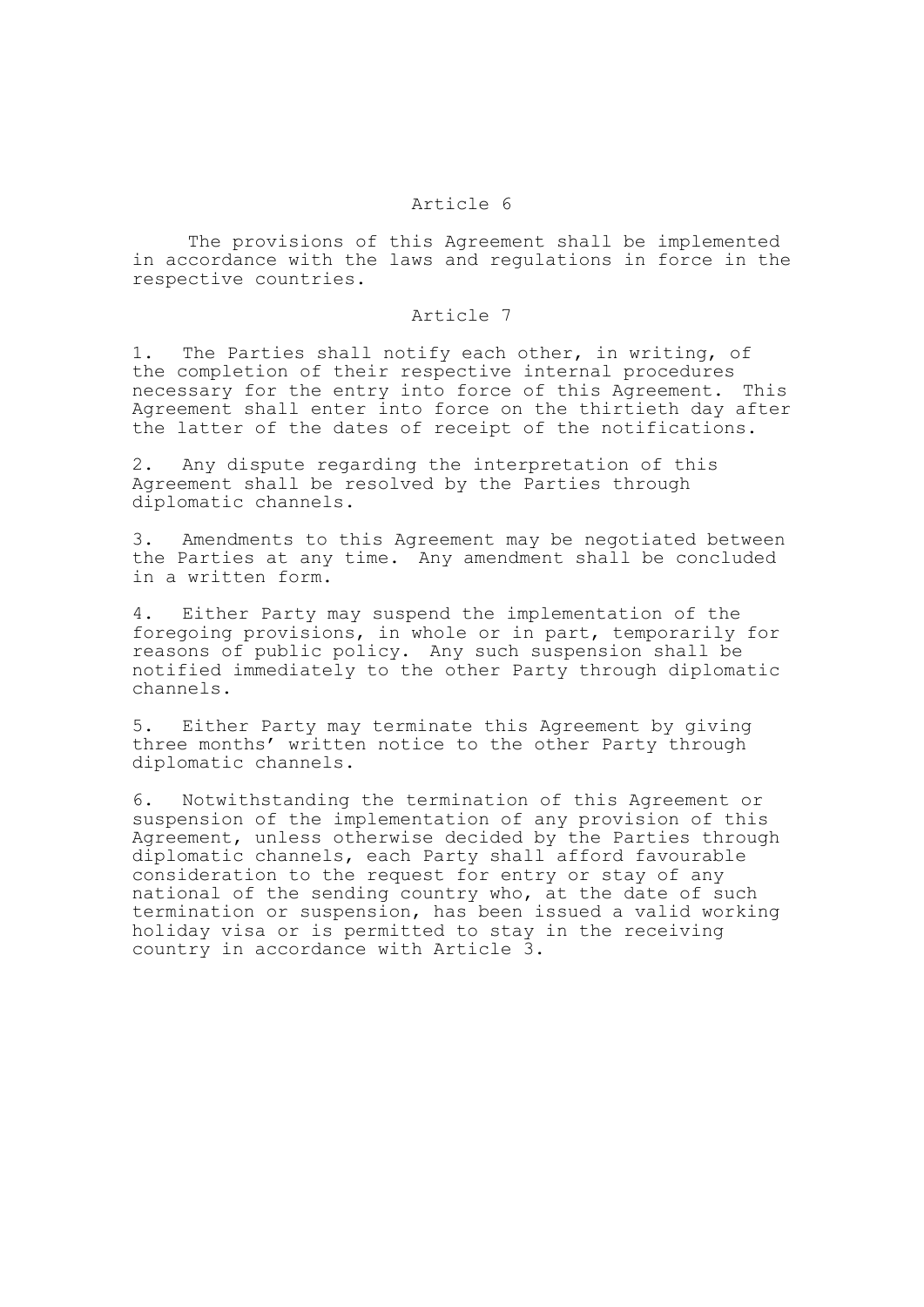## Article 6

The provisions of this Agreement shall be implemented in accordance with the laws and regulations in force in the respective countries.

## Article 7

1. The Parties shall notify each other, in writing, of the completion of their respective internal procedures necessary for the entry into force of this Agreement. This Agreement shall enter into force on the thirtieth day after the latter of the dates of receipt of the notifications.

2. Any dispute regarding the interpretation of this Agreement shall be resolved by the Parties through diplomatic channels.

3. Amendments to this Agreement may be negotiated between the Parties at any time. Any amendment shall be concluded in a written form.

4. Either Party may suspend the implementation of the foregoing provisions, in whole or in part, temporarily for reasons of public policy. Any such suspension shall be notified immediately to the other Party through diplomatic channels.

5. Either Party may terminate this Agreement by giving three months' written notice to the other Party through diplomatic channels.

6. Notwithstanding the termination of this Agreement or suspension of the implementation of any provision of this Agreement, unless otherwise decided by the Parties through diplomatic channels, each Party shall afford favourable consideration to the request for entry or stay of any national of the sending country who, at the date of such termination or suspension, has been issued a valid working holiday visa or is permitted to stay in the receiving country in accordance with Article 3.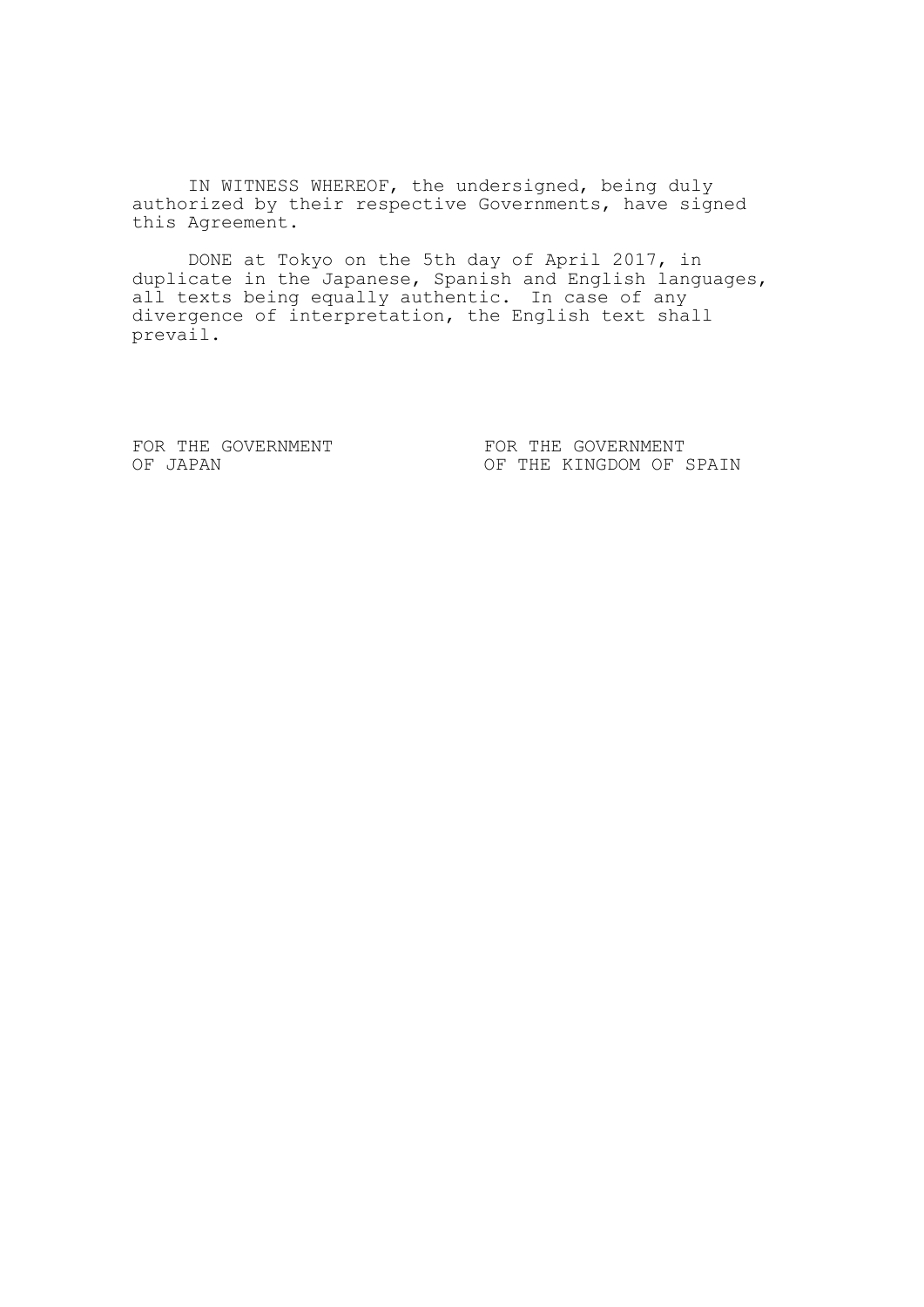IN WITNESS WHEREOF, the undersigned, being duly authorized by their respective Governments, have signed this Agreement.

DONE at Tokyo on the 5th day of April 2017, in duplicate in the Japanese, Spanish and English languages, all texts being equally authentic. In case of any divergence of interpretation, the English text shall prevail.

| | |
|---|---|
| FOR THE GOVERNMENT OF JAPAN | FOR THE GOVERNMENT OF THE KINGDOM OF SPAIN |